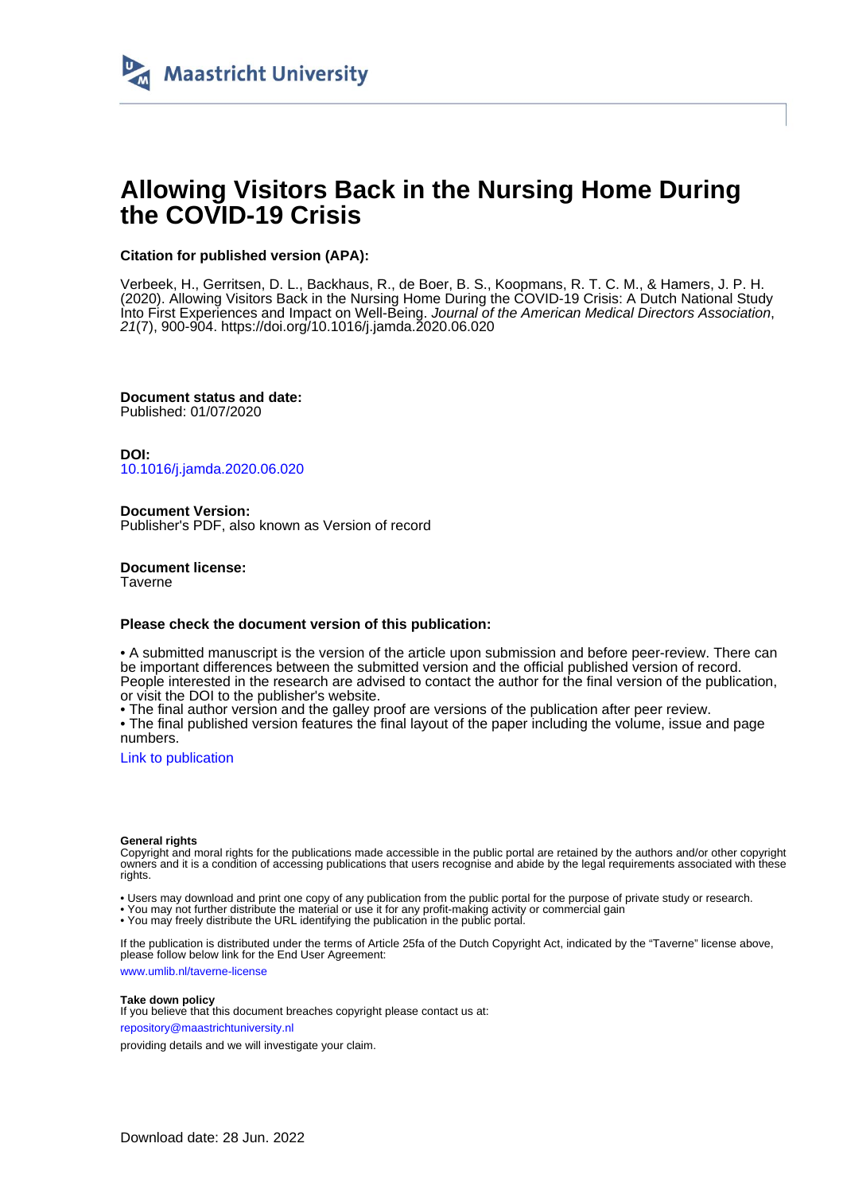Maastricht University

# Allowing Visitors Back in the Nursing Home During the COVID-19 Crisis

**Citation for published version (APA):**

Verbeek, H., Gerritsen, D. L., Backhaus, R., de Boer, B. S., Koopmans, R. T. C. M., & Hamers, J. P. H. (2020). Allowing Visitors Back in the Nursing Home During the COVID-19 Crisis: A Dutch National Study Into First Experiences and Impact on Well-Being. *Journal of the American Medical Directors Association*, *21*(7), 900-904. https://doi.org/10.1016/j.jamda.2020.06.020

**Document status and date:**
Published: 01/07/2020

**DOI:**
10.1016/j.jamda.2020.06.020

**Document Version:**
Publisher's PDF, also known as Version of record

**Document license:**
Taverne

**Please check the document version of this publication:**

• A submitted manuscript is the version of the article upon submission and before peer-review. There can be important differences between the submitted version and the official published version of record. People interested in the research are advised to contact the author for the final version of the publication, or visit the DOI to the publisher's website.
• The final author version and the galley proof are versions of the publication after peer review.
• The final published version features the final layout of the paper including the volume, issue and page numbers.

Link to publication

**General rights**
Copyright and moral rights for the publications made accessible in the public portal are retained by the authors and/or other copyright owners and it is a condition of accessing publications that users recognise and abide by the legal requirements associated with these rights.

• Users may download and print one copy of any publication from the public portal for the purpose of private study or research.
• You may not further distribute the material or use it for any profit-making activity or commercial gain
• You may freely distribute the URL identifying the publication in the public portal.

If the publication is distributed under the terms of Article 25fa of the Dutch Copyright Act, indicated by the "Taverne" license above, please follow below link for the End User Agreement:

www.umlib.nl/taverne-license

**Take down policy**
If you believe that this document breaches copyright please contact us at:

repository@maastrichtuniversity.nl

providing details and we will investigate your claim.

Download date: 28 Jun. 2022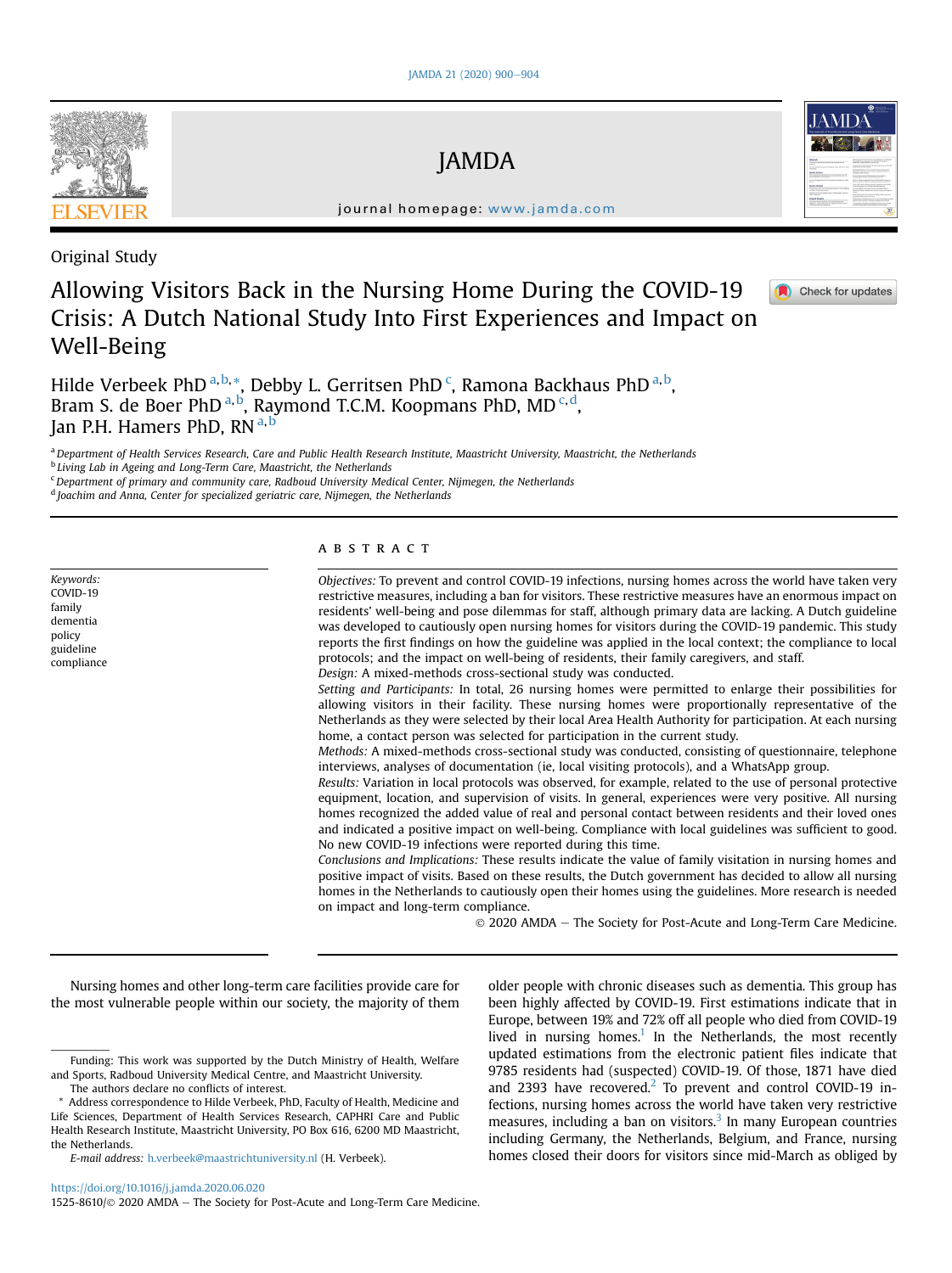Original Study

# Allowing Visitors Back in the Nursing Home During the COVID-19 Crisis: A Dutch National Study Into First Experiences and Impact on Well-Being

Hilde Verbeek PhD [a,b,*], Debby L. Gerritsen PhD [c], Ramona Backhaus PhD [a,b], Bram S. de Boer PhD [a,b], Raymond T.C.M. Koopmans PhD, MD [c,d], Jan P.H. Hamers PhD, RN [a,b]

[a] Department of Health Services Research, Care and Public Health Research Institute, Maastricht University, Maastricht, the Netherlands
[b] Living Lab in Ageing and Long-Term Care, Maastricht, the Netherlands
[c] Department of primary and community care, Radboud University Medical Center, Nijmegen, the Netherlands
[d] Joachim and Anna, Center for specialized geriatric care, Nijmegen, the Netherlands

*Keywords:*
COVID-19
family
dementia
policy
guideline
compliance

## ABSTRACT

*Objectives:* To prevent and control COVID-19 infections, nursing homes across the world have taken very restrictive measures, including a ban for visitors. These restrictive measures have an enormous impact on residents' well-being and pose dilemmas for staff, although primary data are lacking. A Dutch guideline was developed to cautiously open nursing homes for visitors during the COVID-19 pandemic. This study reports the first findings on how the guideline was applied in the local context; the compliance to local protocols; and the impact on well-being of residents, their family caregivers, and staff.

*Design:* A mixed-methods cross-sectional study was conducted.

*Setting and Participants:* In total, 26 nursing homes were permitted to enlarge their possibilities for allowing visitors in their facility. These nursing homes were proportionally representative of the Netherlands as they were selected by their local Area Health Authority for participation. At each nursing home, a contact person was selected for participation in the current study.

*Methods:* A mixed-methods cross-sectional study was conducted, consisting of questionnaire, telephone interviews, analyses of documentation (ie, local visiting protocols), and a WhatsApp group.

*Results:* Variation in local protocols was observed, for example, related to the use of personal protective equipment, location, and supervision of visits. In general, experiences were very positive. All nursing homes recognized the added value of real and personal contact between residents and their loved ones and indicated a positive impact on well-being. Compliance with local guidelines was sufficient to good. No new COVID-19 infections were reported during this time.

*Conclusions and Implications:* These results indicate the value of family visitation in nursing homes and positive impact of visits. Based on these results, the Dutch government has decided to allow all nursing homes in the Netherlands to cautiously open their homes using the guidelines. More research is needed on impact and long-term compliance.

© 2020 AMDA – The Society for Post-Acute and Long-Term Care Medicine.

Nursing homes and other long-term care facilities provide care for the most vulnerable people within our society, the majority of them older people with chronic diseases such as dementia. This group has been highly affected by COVID-19. First estimations indicate that in Europe, between 19% and 72% off all people who died from COVID-19 lived in nursing homes.[1] In the Netherlands, the most recently updated estimations from the electronic patient files indicate that 9785 residents had (suspected) COVID-19. Of those, 1871 have died and 2393 have recovered.[2] To prevent and control COVID-19 infections, nursing homes across the world have taken very restrictive measures, including a ban on visitors.[3] In many European countries including Germany, the Netherlands, Belgium, and France, nursing homes closed their doors for visitors since mid-March as obliged by

Funding: This work was supported by the Dutch Ministry of Health, Welfare and Sports, Radboud University Medical Centre, and Maastricht University.

The authors declare no conflicts of interest.

\* Address correspondence to Hilde Verbeek, PhD, Faculty of Health, Medicine and Life Sciences, Department of Health Services Research, CAPHRI Care and Public Health Research Institute, Maastricht University, PO Box 616, 6200 MD Maastricht, the Netherlands.

*E-mail address:* h.verbeek@maastrichtuniversity.nl (H. Verbeek).

https://doi.org/10.1016/j.jamda.2020.06.020
1525-8610/© 2020 AMDA – The Society for Post-Acute and Long-Term Care Medicine.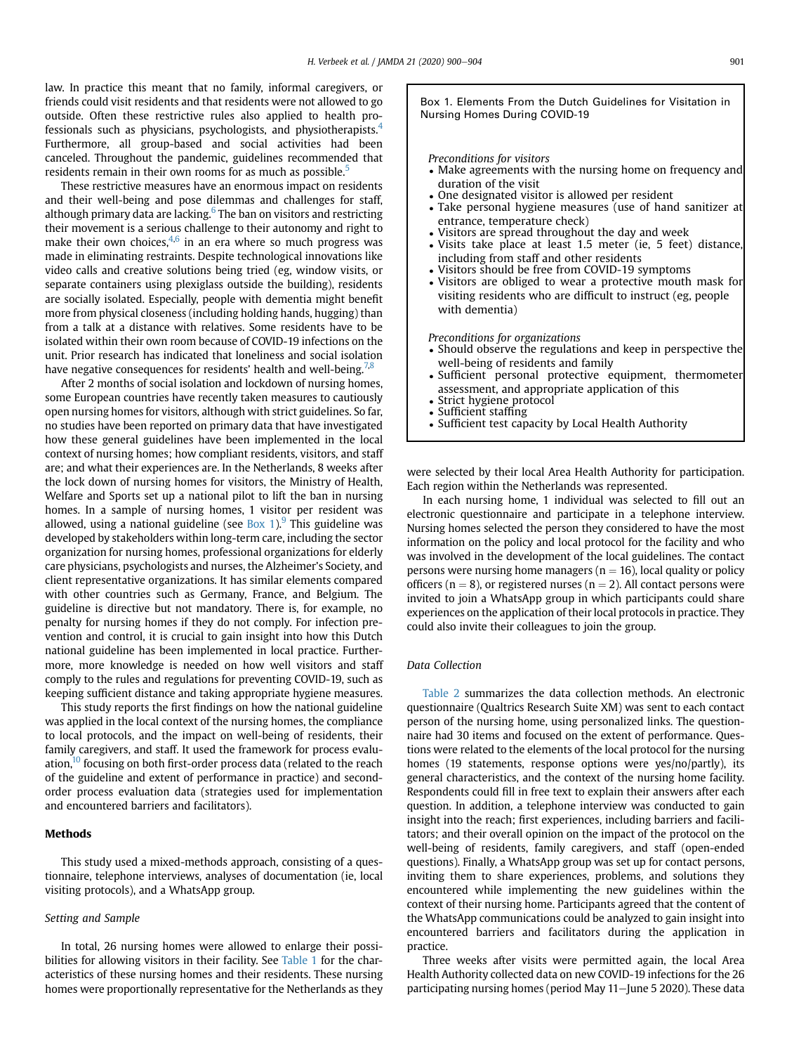law. In practice this meant that no family, informal caregivers, or friends could visit residents and that residents were not allowed to go outside. Often these restrictive rules also applied to health professionals such as physicians, psychologists, and physiotherapists.[4] Furthermore, all group-based and social activities had been canceled. Throughout the pandemic, guidelines recommended that residents remain in their own rooms for as much as possible.[5]

These restrictive measures have an enormous impact on residents and their well-being and pose dilemmas and challenges for staff, although primary data are lacking.[6] The ban on visitors and restricting their movement is a serious challenge to their autonomy and right to make their own choices,[4,6] in an era where so much progress was made in eliminating restraints. Despite technological innovations like video calls and creative solutions being tried (eg, window visits, or separate containers using plexiglass outside the building), residents are socially isolated. Especially, people with dementia might benefit more from physical closeness (including holding hands, hugging) than from a talk at a distance with relatives. Some residents have to be isolated within their own room because of COVID-19 infections on the unit. Prior research has indicated that loneliness and social isolation have negative consequences for residents' health and well-being.[7,8]

After 2 months of social isolation and lockdown of nursing homes, some European countries have recently taken measures to cautiously open nursing homes for visitors, although with strict guidelines. So far, no studies have been reported on primary data that have investigated how these general guidelines have been implemented in the local context of nursing homes; how compliant residents, visitors, and staff are; and what their experiences are. In the Netherlands, 8 weeks after the lock down of nursing homes for visitors, the Ministry of Health, Welfare and Sports set up a national pilot to lift the ban in nursing homes. In a sample of nursing homes, 1 visitor per resident was allowed, using a national guideline (see Box 1).[9] This guideline was developed by stakeholders within long-term care, including the sector organization for nursing homes, professional organizations for elderly care physicians, psychologists and nurses, the Alzheimer's Society, and client representative organizations. It has similar elements compared with other countries such as Germany, France, and Belgium. The guideline is directive but not mandatory. There is, for example, no penalty for nursing homes if they do not comply. For infection prevention and control, it is crucial to gain insight into how this Dutch national guideline has been implemented in local practice. Furthermore, more knowledge is needed on how well visitors and staff comply to the rules and regulations for preventing COVID-19, such as keeping sufficient distance and taking appropriate hygiene measures.

This study reports the first findings on how the national guideline was applied in the local context of the nursing homes, the compliance to local protocols, and the impact on well-being of residents, their family caregivers, and staff. It used the framework for process evaluation,[10] focusing on both first-order process data (related to the reach of the guideline and extent of performance in practice) and second-order process evaluation data (strategies used for implementation and encountered barriers and facilitators).

> **Box 1. Elements From the Dutch Guidelines for Visitation in Nursing Homes During COVID-19**
>
> *Preconditions for visitors*
> - Make agreements with the nursing home on frequency and duration of the visit
> - One designated visitor is allowed per resident
> - Take personal hygiene measures (use of hand sanitizer at entrance, temperature check)
> - Visitors are spread throughout the day and week
> - Visits take place at least 1.5 meter (ie, 5 feet) distance, including from staff and other residents
> - Visitors should be free from COVID-19 symptoms
> - Visitors are obliged to wear a protective mouth mask for visiting residents who are difficult to instruct (eg, people with dementia)
>
> *Preconditions for organizations*
> - Should observe the regulations and keep in perspective the well-being of residents and family
> - Sufficient personal protective equipment, thermometer assessment, and appropriate application of this
> - Strict hygiene protocol
> - Sufficient staffing
> - Sufficient test capacity by Local Health Authority

## Methods

This study used a mixed-methods approach, consisting of a questionnaire, telephone interviews, analyses of documentation (ie, local visiting protocols), and a WhatsApp group.

### Setting and Sample

In total, 26 nursing homes were allowed to enlarge their possibilities for allowing visitors in their facility. See Table 1 for the characteristics of these nursing homes and their residents. These nursing homes were proportionally representative for the Netherlands as they were selected by their local Area Health Authority for participation. Each region within the Netherlands was represented.

In each nursing home, 1 individual was selected to fill out an electronic questionnaire and participate in a telephone interview. Nursing homes selected the person they considered to have the most information on the policy and local protocol for the facility and who was involved in the development of the local guidelines. The contact persons were nursing home managers ($n = 16$), local quality or policy officers ($n = 8$), or registered nurses ($n = 2$). All contact persons were invited to join a WhatsApp group in which participants could share experiences on the application of their local protocols in practice. They could also invite their colleagues to join the group.

### Data Collection

Table 2 summarizes the data collection methods. An electronic questionnaire (Qualtrics Research Suite XM) was sent to each contact person of the nursing home, using personalized links. The questionnaire had 30 items and focused on the extent of performance. Questions were related to the elements of the local protocol for the nursing homes (19 statements, response options were yes/no/partly), its general characteristics, and the context of the nursing home facility. Respondents could fill in free text to explain their answers after each question. In addition, a telephone interview was conducted to gain insight into the reach; first experiences, including barriers and facilitators; and their overall opinion on the impact of the protocol on the well-being of residents, family caregivers, and staff (open-ended questions). Finally, a WhatsApp group was set up for contact persons, inviting them to share experiences, problems, and solutions they encountered while implementing the new guidelines within the context of their nursing home. Participants agreed that the content of the WhatsApp communications could be analyzed to gain insight into encountered barriers and facilitators during the application in practice.

Three weeks after visits were permitted again, the local Area Health Authority collected data on new COVID-19 infections for the 26 participating nursing homes (period May 11–June 5 2020). These data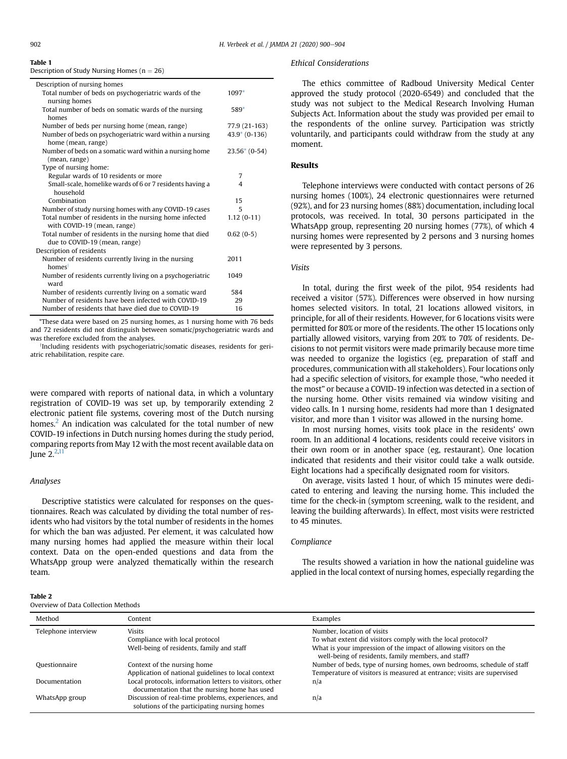**Table 1**
Description of Study Nursing Homes (n = 26)

| Description of nursing homes | |
|---|---|
| Total number of beds on psychogeriatric wards of the nursing homes | 1097* |
| Total number of beds on somatic wards of the nursing homes | 589* |
| Number of beds per nursing home (mean, range) | 77.9 (21-163) |
| Number of beds on psychogeriatric ward within a nursing home (mean, range) | 43.9* (0-136) |
| Number of beds on a somatic ward within a nursing home (mean, range) | 23.56* (0-54) |
| Type of nursing home: | |
| Regular wards of 10 residents or more | 7 |
| Small-scale, homelike wards of 6 or 7 residents having a household | 4 |
| Combination | 15 |
| Number of study nursing homes with any COVID-19 cases | 5 |
| Total number of residents in the nursing home infected with COVID-19 (mean, range) | 1.12 (0-11) |
| Total number of residents in the nursing home that died due to COVID-19 (mean, range) | 0.62 (0-5) |
| Description of residents | |
| Number of residents currently living in the nursing homes† | 2011 |
| Number of residents currently living on a psychogeriatric ward | 1049 |
| Number of residents currently living on a somatic ward | 584 |
| Number of residents have been infected with COVID-19 | 29 |
| Number of residents that have died due to COVID-19 | 16 |

*These data were based on 25 nursing homes, as 1 nursing home with 76 beds and 72 residents did not distinguish between somatic/psychogeriatric wards and was therefore excluded from the analyses.

†Including residents with psychogeriatric/somatic diseases, residents for geriatric rehabilitation, respite care.

were compared with reports of national data, in which a voluntary registration of COVID-19 was set up, by temporarily extending 2 electronic patient file systems, covering most of the Dutch nursing homes.[2] An indication was calculated for the total number of new COVID-19 infections in Dutch nursing homes during the study period, comparing reports from May 12 with the most recent available data on June 2.[2,11]

### *Analyses*

Descriptive statistics were calculated for responses on the questionnaires. Reach was calculated by dividing the total number of residents who had visitors by the total number of residents in the homes for which the ban was adjusted. Per element, it was calculated how many nursing homes had applied the measure within their local context. Data on the open-ended questions and data from the WhatsApp group were analyzed thematically within the research team.

### *Ethical Considerations*

The ethics committee of Radboud University Medical Center approved the study protocol (2020-6549) and concluded that the study was not subject to the Medical Research Involving Human Subjects Act. Information about the study was provided per email to the respondents of the online survey. Participation was strictly voluntarily, and participants could withdraw from the study at any moment.

## Results

Telephone interviews were conducted with contact persons of 26 nursing homes (100%), 24 electronic questionnaires were returned (92%), and for 23 nursing homes (88%) documentation, including local protocols, was received. In total, 30 persons participated in the WhatsApp group, representing 20 nursing homes (77%), of which 4 nursing homes were represented by 2 persons and 3 nursing homes were represented by 3 persons.

### *Visits*

In total, during the first week of the pilot, 954 residents had received a visitor (57%). Differences were observed in how nursing homes selected visitors. In total, 21 locations allowed visitors, in principle, for all of their residents. However, for 6 locations visits were permitted for 80% or more of the residents. The other 15 locations only partially allowed visitors, varying from 20% to 70% of residents. Decisions to not permit visitors were made primarily because more time was needed to organize the logistics (eg, preparation of staff and procedures, communication with all stakeholders). Four locations only had a specific selection of visitors, for example those, "who needed it the most" or because a COVID-19 infection was detected in a section of the nursing home. Other visits remained via window visiting and video calls. In 1 nursing home, residents had more than 1 designated visitor, and more than 1 visitor was allowed in the nursing home.

In most nursing homes, visits took place in the residents' own room. In an additional 4 locations, residents could receive visitors in their own room or in another space (eg, restaurant). One location indicated that residents and their visitor could take a walk outside. Eight locations had a specifically designated room for visitors.

On average, visits lasted 1 hour, of which 15 minutes were dedicated to entering and leaving the nursing home. This included the time for the check-in (symptom screening, walk to the resident, and leaving the building afterwards). In effect, most visits were restricted to 45 minutes.

### *Compliance*

The results showed a variation in how the national guideline was applied in the local context of nursing homes, especially regarding the

**Table 2**
Overview of Data Collection Methods

| Method | Content | Examples |
|---|---|---|
| Telephone interview | Visits<br>Compliance with local protocol<br>Well-being of residents, family and staff | Number, location of visits<br>To what extent did visitors comply with the local protocol?<br>What is your impression of the impact of allowing visitors on the well-being of residents, family members, and staff? |
| Questionnaire | Context of the nursing home<br>Application of national guidelines to local context | Number of beds, type of nursing homes, own bedrooms, schedule of staff<br>Temperature of visitors is measured at entrance; visits are supervised |
| Documentation | Local protocols, information letters to visitors, other documentation that the nursing home has used | n/a |
| WhatsApp group | Discussion of real-time problems, experiences, and solutions of the participating nursing homes | n/a |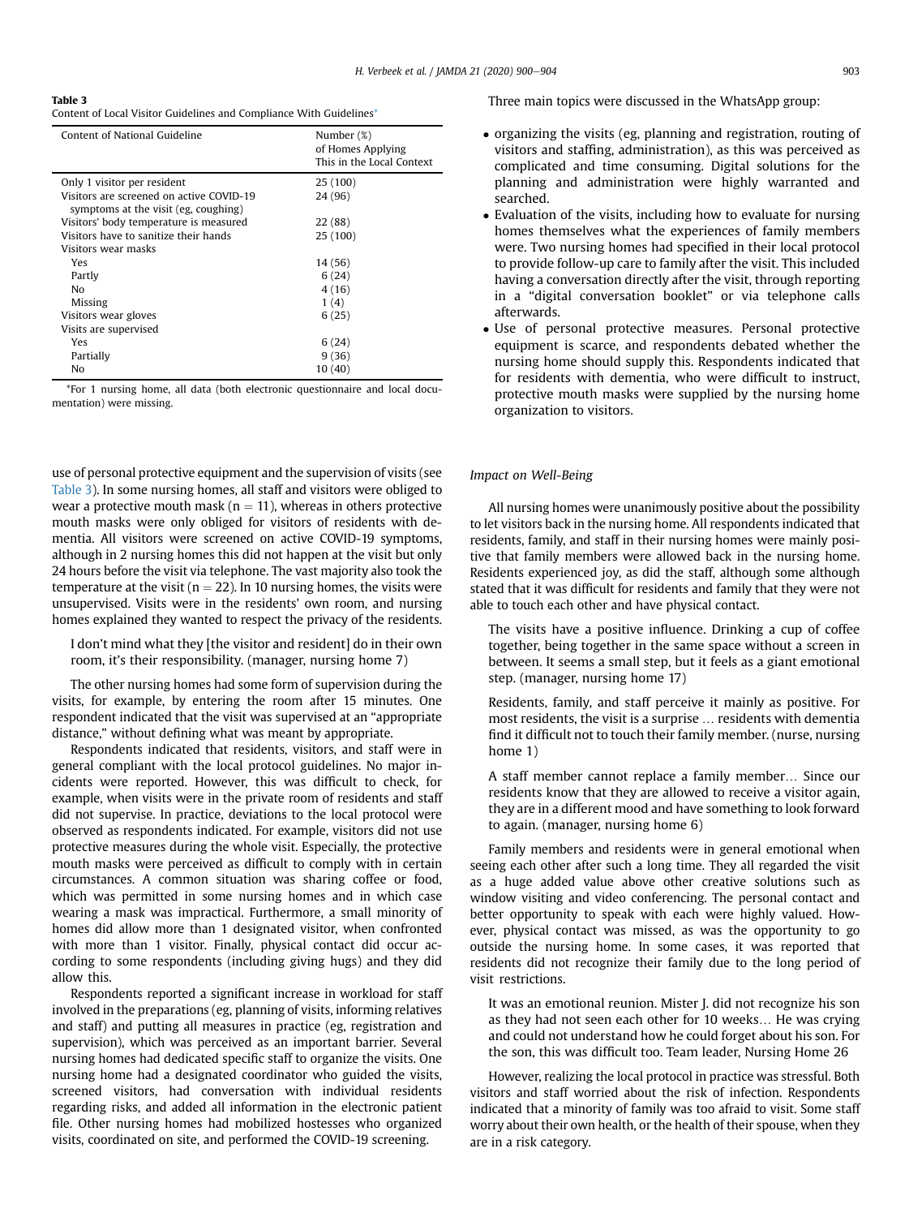**Table 3**
Content of Local Visitor Guidelines and Compliance With Guidelines*

| Content of National Guideline | Number (%) of Homes Applying This in the Local Context |
|---|---|
| Only 1 visitor per resident | 25 (100) |
| Visitors are screened on active COVID-19 symptoms at the visit (eg, coughing) | 24 (96) |
| Visitors' body temperature is measured | 22 (88) |
| Visitors have to sanitize their hands | 25 (100) |
| Visitors wear masks | |
| Yes | 14 (56) |
| Partly | 6 (24) |
| No | 4 (16) |
| Missing | 1 (4) |
| Visitors wear gloves | 6 (25) |
| Visits are supervised | |
| Yes | 6 (24) |
| Partially | 9 (36) |
| No | 10 (40) |

*For 1 nursing home, all data (both electronic questionnaire and local documentation) were missing.

use of personal protective equipment and the supervision of visits (see Table 3). In some nursing homes, all staff and visitors were obliged to wear a protective mouth mask ($n = 11$), whereas in others protective mouth masks were only obliged for visitors of residents with dementia. All visitors were screened on active COVID-19 symptoms, although in 2 nursing homes this did not happen at the visit but only 24 hours before the visit via telephone. The vast majority also took the temperature at the visit ($n = 22$). In 10 nursing homes, the visits were unsupervised. Visits were in the residents' own room, and nursing homes explained they wanted to respect the privacy of the residents.

> I don't mind what they [the visitor and resident] do in their own room, it's their responsibility. (manager, nursing home 7)

The other nursing homes had some form of supervision during the visits, for example, by entering the room after 15 minutes. One respondent indicated that the visit was supervised at an "appropriate distance," without defining what was meant by appropriate.

Respondents indicated that residents, visitors, and staff were in general compliant with the local protocol guidelines. No major incidents were reported. However, this was difficult to check, for example, when visits were in the private room of residents and staff did not supervise. In practice, deviations to the local protocol were observed as respondents indicated. For example, visitors did not use protective measures during the whole visit. Especially, the protective mouth masks were perceived as difficult to comply with in certain circumstances. A common situation was sharing coffee or food, which was permitted in some nursing homes and in which case wearing a mask was impractical. Furthermore, a small minority of homes did allow more than 1 designated visitor, when confronted with more than 1 visitor. Finally, physical contact did occur according to some respondents (including giving hugs) and they did allow this.

Respondents reported a significant increase in workload for staff involved in the preparations (eg, planning of visits, informing relatives and staff) and putting all measures in practice (eg, registration and supervision), which was perceived as an important barrier. Several nursing homes had dedicated specific staff to organize the visits. One nursing home had a designated coordinator who guided the visits, screened visitors, had conversation with individual residents regarding risks, and added all information in the electronic patient file. Other nursing homes had mobilized hostesses who organized visits, coordinated on site, and performed the COVID-19 screening.

Three main topics were discussed in the WhatsApp group:

- organizing the visits (eg, planning and registration, routing of visitors and staffing, administration), as this was perceived as complicated and time consuming. Digital solutions for the planning and administration were highly warranted and searched.
- Evaluation of the visits, including how to evaluate for nursing homes themselves what the experiences of family members were. Two nursing homes had specified in their local protocol to provide follow-up care to family after the visit. This included having a conversation directly after the visit, through reporting in a "digital conversation booklet" or via telephone calls afterwards.
- Use of personal protective measures. Personal protective equipment is scarce, and respondents debated whether the nursing home should supply this. Respondents indicated that for residents with dementia, who were difficult to instruct, protective mouth masks were supplied by the nursing home organization to visitors.

### Impact on Well-Being

All nursing homes were unanimously positive about the possibility to let visitors back in the nursing home. All respondents indicated that residents, family, and staff in their nursing homes were mainly positive that family members were allowed back in the nursing home. Residents experienced joy, as did the staff, although some although stated that it was difficult for residents and family that they were not able to touch each other and have physical contact.

> The visits have a positive influence. Drinking a cup of coffee together, being together in the same space without a screen in between. It seems a small step, but it feels as a giant emotional step. (manager, nursing home 17)

> Residents, family, and staff perceive it mainly as positive. For most residents, the visit is a surprise … residents with dementia find it difficult not to touch their family member. (nurse, nursing home 1)

> A staff member cannot replace a family member… Since our residents know that they are allowed to receive a visitor again, they are in a different mood and have something to look forward to again. (manager, nursing home 6)

Family members and residents were in general emotional when seeing each other after such a long time. They all regarded the visit as a huge added value above other creative solutions such as window visiting and video conferencing. The personal contact and better opportunity to speak with each were highly valued. However, physical contact was missed, as was the opportunity to go outside the nursing home. In some cases, it was reported that residents did not recognize their family due to the long period of visit restrictions.

> It was an emotional reunion. Mister J. did not recognize his son as they had not seen each other for 10 weeks… He was crying and could not understand how he could forget about his son. For the son, this was difficult too. Team leader, Nursing Home 26

However, realizing the local protocol in practice was stressful. Both visitors and staff worried about the risk of infection. Respondents indicated that a minority of family was too afraid to visit. Some staff worry about their own health, or the health of their spouse, when they are in a risk category.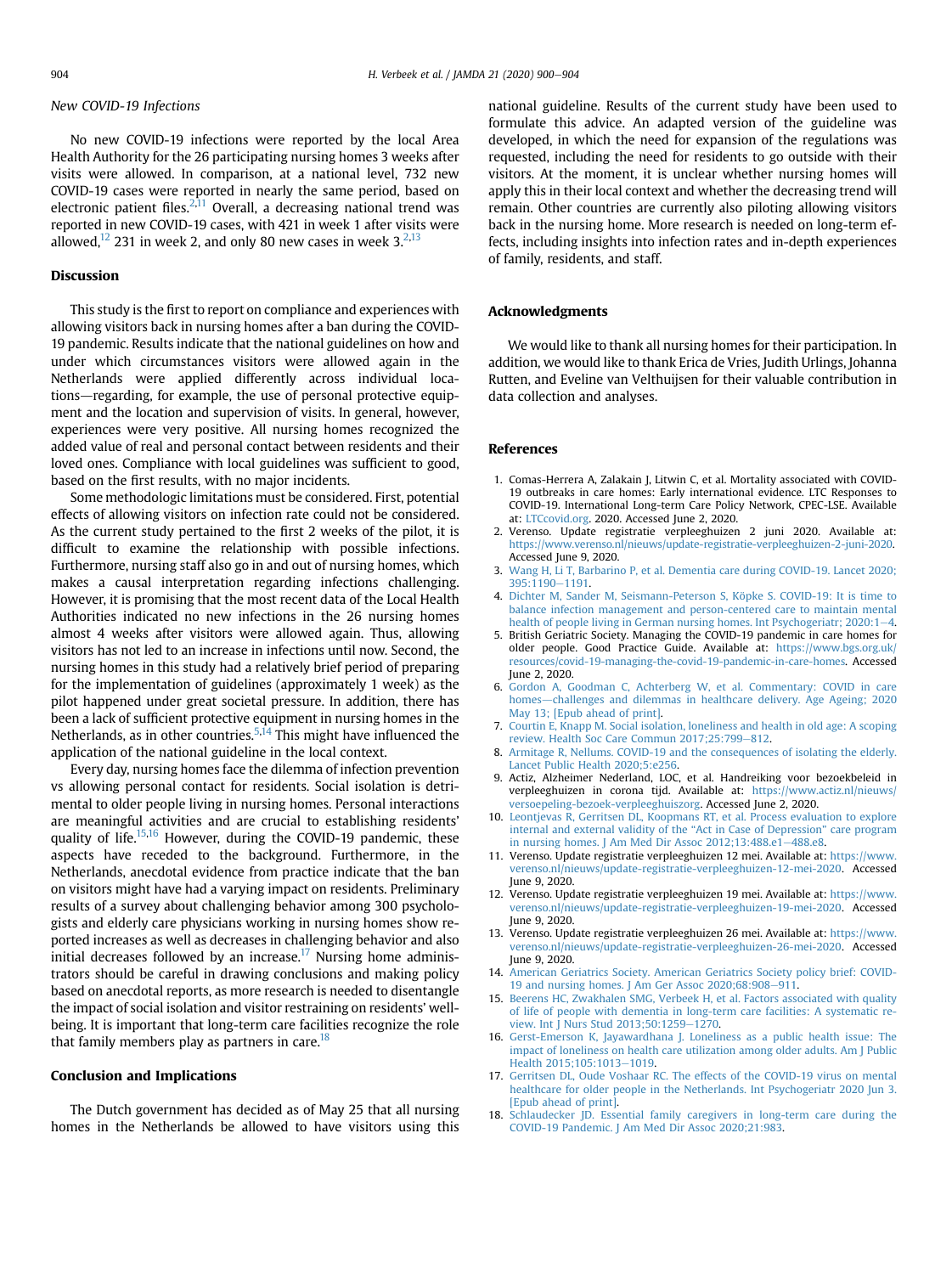### New COVID-19 Infections

No new COVID-19 infections were reported by the local Area Health Authority for the 26 participating nursing homes 3 weeks after visits were allowed. In comparison, at a national level, 732 new COVID-19 cases were reported in nearly the same period, based on electronic patient files.[2,11] Overall, a decreasing national trend was reported in new COVID-19 cases, with 421 in week 1 after visits were allowed,[12] 231 in week 2, and only 80 new cases in week 3.[2,13]

## Discussion

This study is the first to report on compliance and experiences with allowing visitors back in nursing homes after a ban during the COVID-19 pandemic. Results indicate that the national guidelines on how and under which circumstances visitors were allowed again in the Netherlands were applied differently across individual locations—regarding, for example, the use of personal protective equipment and the location and supervision of visits. In general, however, experiences were very positive. All nursing homes recognized the added value of real and personal contact between residents and their loved ones. Compliance with local guidelines was sufficient to good, based on the first results, with no major incidents.

Some methodologic limitations must be considered. First, potential effects of allowing visitors on infection rate could not be considered. As the current study pertained to the first 2 weeks of the pilot, it is difficult to examine the relationship with possible infections. Furthermore, nursing staff also go in and out of nursing homes, which makes a causal interpretation regarding infections challenging. However, it is promising that the most recent data of the Local Health Authorities indicated no new infections in the 26 nursing homes almost 4 weeks after visitors were allowed again. Thus, allowing visitors has not led to an increase in infections until now. Second, the nursing homes in this study had a relatively brief period of preparing for the implementation of guidelines (approximately 1 week) as the pilot happened under great societal pressure. In addition, there has been a lack of sufficient protective equipment in nursing homes in the Netherlands, as in other countries.[5,14] This might have influenced the application of the national guideline in the local context.

Every day, nursing homes face the dilemma of infection prevention vs allowing personal contact for residents. Social isolation is detrimental to older people living in nursing homes. Personal interactions are meaningful activities and are crucial to establishing residents' quality of life.[15,16] However, during the COVID-19 pandemic, these aspects have receded to the background. Furthermore, in the Netherlands, anecdotal evidence from practice indicate that the ban on visitors might have had a varying impact on residents. Preliminary results of a survey about challenging behavior among 300 psychologists and elderly care physicians working in nursing homes show reported increases as well as decreases in challenging behavior and also initial decreases followed by an increase.[17] Nursing home administrators should be careful in drawing conclusions and making policy based on anecdotal reports, as more research is needed to disentangle the impact of social isolation and visitor restraining on residents' well-being. It is important that long-term care facilities recognize the role that family members play as partners in care.[18]

## Conclusion and Implications

The Dutch government has decided as of May 25 that all nursing homes in the Netherlands be allowed to have visitors using this national guideline. Results of the current study have been used to formulate this advice. An adapted version of the guideline was developed, in which the need for expansion of the regulations was requested, including the need for residents to go outside with their visitors. At the moment, it is unclear whether nursing homes will apply this in their local context and whether the decreasing trend will remain. Other countries are currently also piloting allowing visitors back in the nursing home. More research is needed on long-term effects, including insights into infection rates and in-depth experiences of family, residents, and staff.

## Acknowledgments

We would like to thank all nursing homes for their participation. In addition, we would like to thank Erica de Vries, Judith Urlings, Johanna Rutten, and Eveline van Velthuijsen for their valuable contribution in data collection and analyses.

## References

1. Comas-Herrera A, Zalakain J, Litwin C, et al. Mortality associated with COVID-19 outbreaks in care homes: Early international evidence. LTC Responses to COVID-19. International Long-term Care Policy Network, CPEC-LSE. Available at: LTCcovid.org. 2020. Accessed June 2, 2020.
2. Verenso. Update registratie verpleeghuizen 2 juni 2020. Available at: https://www.verenso.nl/nieuws/update-registratie-verpleeghuizen-2-juni-2020. Accessed June 9, 2020.
3. Wang H, Li T, Barbarino P, et al. Dementia care during COVID-19. Lancet 2020; 395:1190–1191.
4. Dichter M, Sander M, Seismann-Peterson S, Köpke S. COVID-19: It is time to balance infection management and person-centered care to maintain mental health of people living in German nursing homes. Int Psychogeriatr; 2020:1–4.
5. British Geriatric Society. Managing the COVID-19 pandemic in care homes for older people. Good Practice Guide. Available at: https://www.bgs.org.uk/resources/covid-19-managing-the-covid-19-pandemic-in-care-homes. Accessed June 2, 2020.
6. Gordon A, Goodman C, Achterberg W, et al. Commentary: COVID in care homes—challenges and dilemmas in healthcare delivery. Age Ageing; 2020 May 13; [Epub ahead of print].
7. Courtin E, Knapp M. Social isolation, loneliness and health in old age: A scoping review. Health Soc Care Commun 2017;25:799–812.
8. Armitage R, Nellums. COVID-19 and the consequences of isolating the elderly. Lancet Public Health 2020;5:e256.
9. Actiz, Alzheimer Nederland, LOC, et al. Handreiking voor bezoekbeleid in verpleeghuizen in corona tijd. Available at: https://www.actiz.nl/nieuws/versoepeling-bezoek-verpleeghuiszorg. Accessed June 2, 2020.
10. Leontjevas R, Gerritsen DL, Koopmans RT, et al. Process evaluation to explore internal and external validity of the "Act in Case of Depression" care program in nursing homes. J Am Med Dir Assoc 2012;13:488.e1–488.e8.
11. Verenso. Update registratie verpleeghuizen 12 mei. Available at: https://www.verenso.nl/nieuws/update-registratie-verpleeghuizen-12-mei-2020. Accessed June 9, 2020.
12. Verenso. Update registratie verpleeghuizen 19 mei. Available at: https://www.verenso.nl/nieuws/update-registratie-verpleeghuizen-19-mei-2020. Accessed June 9, 2020.
13. Verenso. Update registratie verpleeghuizen 26 mei. Available at: https://www.verenso.nl/nieuws/update-registratie-verpleeghuizen-26-mei-2020. Accessed June 9, 2020.
14. American Geriatrics Society. American Geriatrics Society policy brief: COVID-19 and nursing homes. J Am Ger Assoc 2020;68:908–911.
15. Beerens HC, Zwakhalen SMG, Verbeek H, et al. Factors associated with quality of life of people with dementia in long-term care facilities: A systematic review. Int J Nurs Stud 2013;50:1259–1270.
16. Gerst-Emerson K, Jayawardhana J. Loneliness as a public health issue: The impact of loneliness on health care utilization among older adults. Am J Public Health 2015;105:1013–1019.
17. Gerritsen DL, Oude Voshaar RC. The effects of the COVID-19 virus on mental healthcare for older people in the Netherlands. Int Psychogeriatr 2020 Jun 3. [Epub ahead of print].
18. Schlaudecker JD. Essential family caregivers in long-term care during the COVID-19 Pandemic. J Am Med Dir Assoc 2020;21:983.